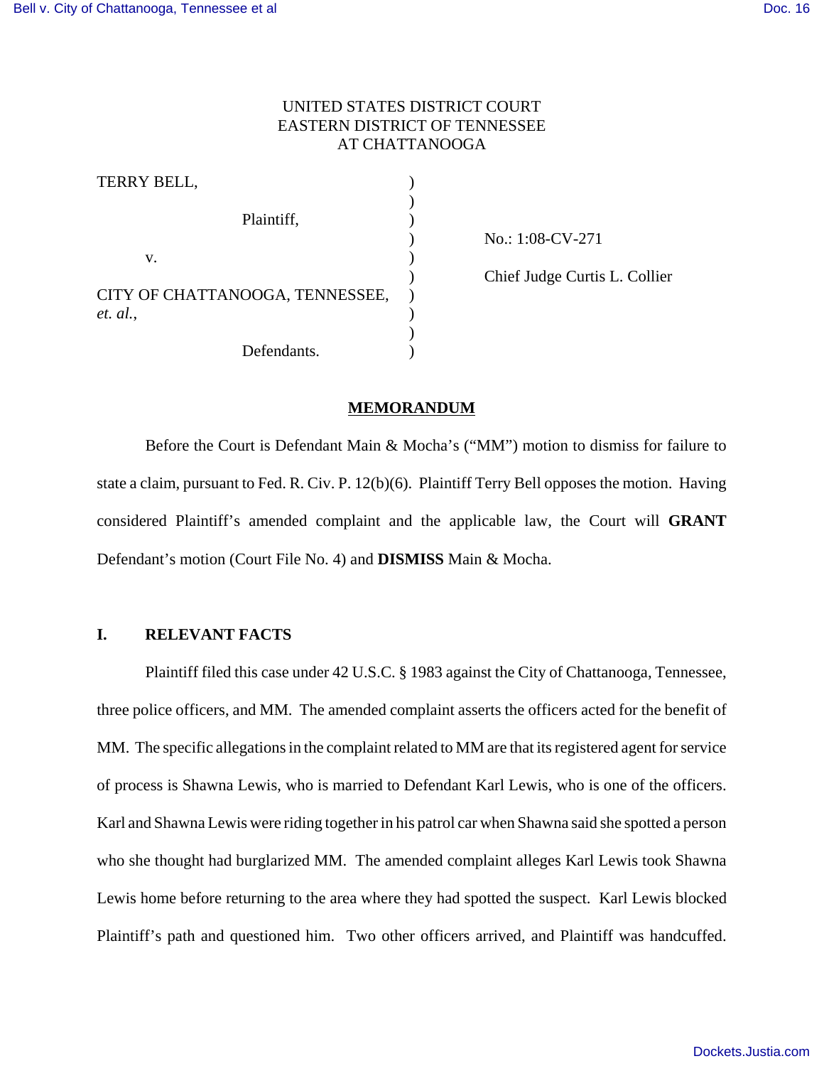UNITED STATES DISTRICT COURT
EASTERN DISTRICT OF TENNESSEE
AT CHATTANOOGA

TERRY BELL,

Plaintiff,

v.

CITY OF CHATTANOOGA, TENNESSEE, *et. al.*,

Defendants.

No.: 1:08-CV-271

Chief Judge Curtis L. Collier

## MEMORANDUM

Before the Court is Defendant Main & Mocha's ("MM") motion to dismiss for failure to state a claim, pursuant to Fed. R. Civ. P. 12(b)(6). Plaintiff Terry Bell opposes the motion. Having considered Plaintiff's amended complaint and the applicable law, the Court will **GRANT** Defendant's motion (Court File No. 4) and **DISMISS** Main & Mocha.

### I. RELEVANT FACTS

Plaintiff filed this case under 42 U.S.C. § 1983 against the City of Chattanooga, Tennessee, three police officers, and MM. The amended complaint asserts the officers acted for the benefit of MM. The specific allegations in the complaint related to MM are that its registered agent for service of process is Shawna Lewis, who is married to Defendant Karl Lewis, who is one of the officers. Karl and Shawna Lewis were riding together in his patrol car when Shawna said she spotted a person who she thought had burglarized MM. The amended complaint alleges Karl Lewis took Shawna Lewis home before returning to the area where they had spotted the suspect. Karl Lewis blocked Plaintiff's path and questioned him. Two other officers arrived, and Plaintiff was handcuffed.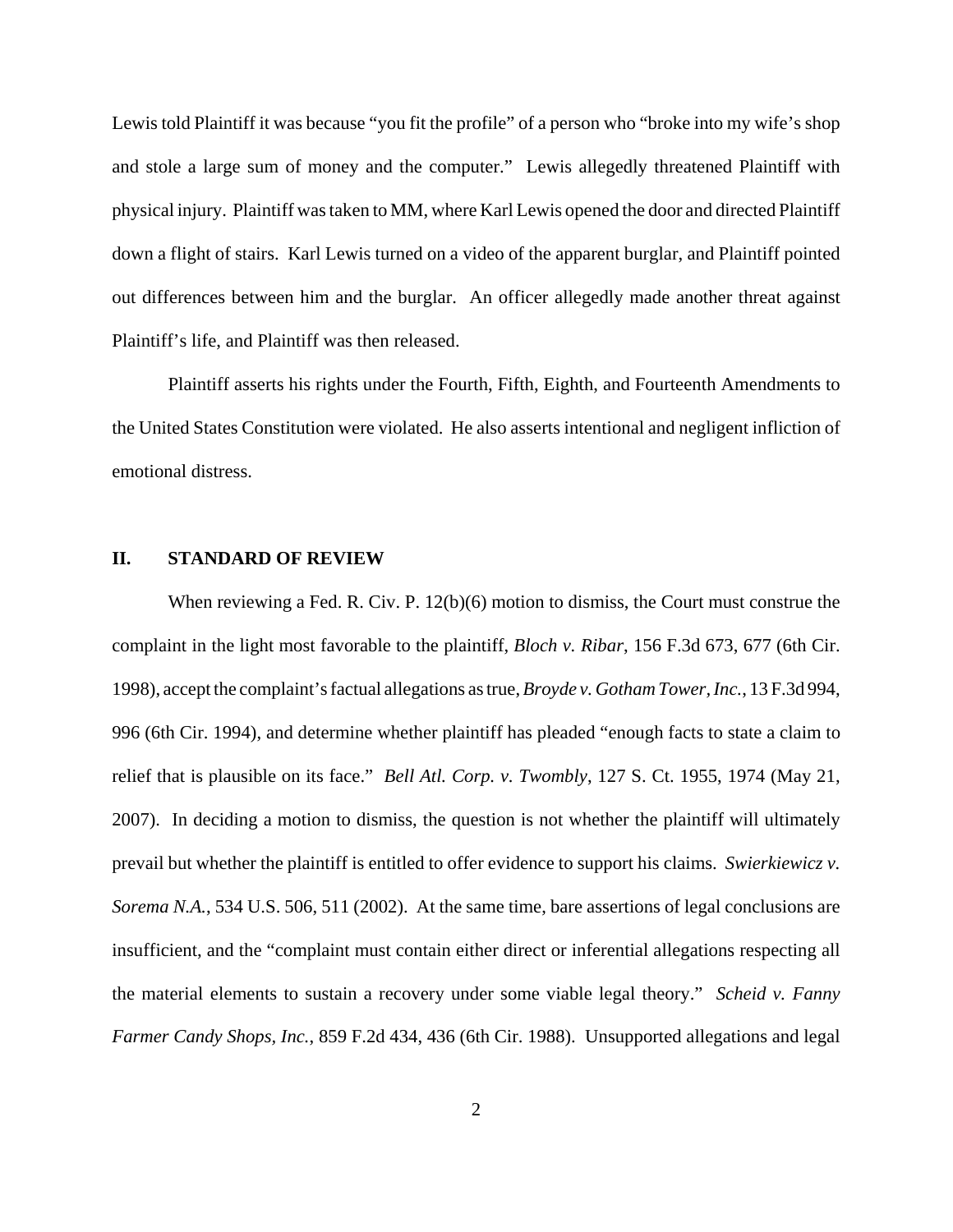Lewis told Plaintiff it was because "you fit the profile" of a person who "broke into my wife's shop and stole a large sum of money and the computer." Lewis allegedly threatened Plaintiff with physical injury. Plaintiff was taken to MM, where Karl Lewis opened the door and directed Plaintiff down a flight of stairs. Karl Lewis turned on a video of the apparent burglar, and Plaintiff pointed out differences between him and the burglar. An officer allegedly made another threat against Plaintiff's life, and Plaintiff was then released.

Plaintiff asserts his rights under the Fourth, Fifth, Eighth, and Fourteenth Amendments to the United States Constitution were violated. He also asserts intentional and negligent infliction of emotional distress.

## II. STANDARD OF REVIEW

When reviewing a Fed. R. Civ. P. 12(b)(6) motion to dismiss, the Court must construe the complaint in the light most favorable to the plaintiff, *Bloch v. Ribar*, 156 F.3d 673, 677 (6th Cir. 1998), accept the complaint's factual allegations as true, *Broyde v. Gotham Tower, Inc.*, 13 F.3d 994, 996 (6th Cir. 1994), and determine whether plaintiff has pleaded "enough facts to state a claim to relief that is plausible on its face." *Bell Atl. Corp. v. Twombly*, 127 S. Ct. 1955, 1974 (May 21, 2007). In deciding a motion to dismiss, the question is not whether the plaintiff will ultimately prevail but whether the plaintiff is entitled to offer evidence to support his claims. *Swierkiewicz v. Sorema N.A.*, 534 U.S. 506, 511 (2002). At the same time, bare assertions of legal conclusions are insufficient, and the "complaint must contain either direct or inferential allegations respecting all the material elements to sustain a recovery under some viable legal theory." *Scheid v. Fanny Farmer Candy Shops, Inc.*, 859 F.2d 434, 436 (6th Cir. 1988). Unsupported allegations and legal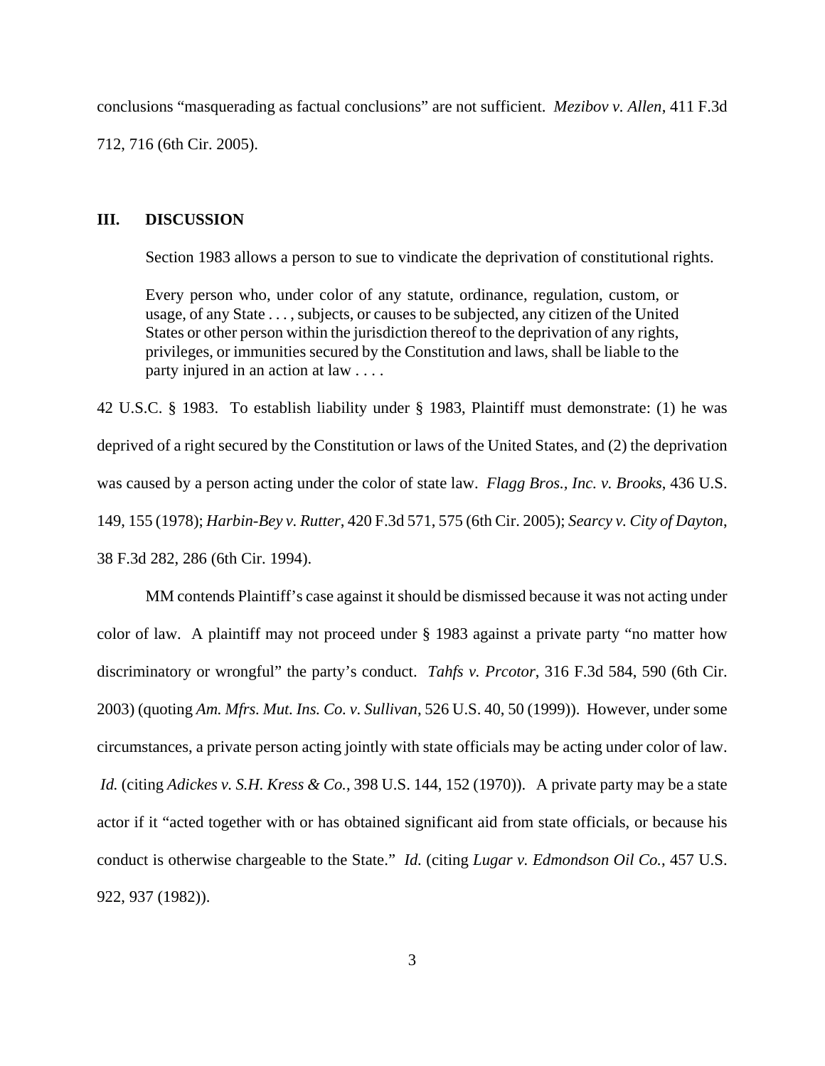conclusions "masquerading as factual conclusions" are not sufficient. *Mezibov v. Allen*, 411 F.3d 712, 716 (6th Cir. 2005).

## III. DISCUSSION

Section 1983 allows a person to sue to vindicate the deprivation of constitutional rights.

> Every person who, under color of any statute, ordinance, regulation, custom, or usage, of any State . . . , subjects, or causes to be subjected, any citizen of the United States or other person within the jurisdiction thereof to the deprivation of any rights, privileges, or immunities secured by the Constitution and laws, shall be liable to the party injured in an action at law . . . .

42 U.S.C. § 1983. To establish liability under § 1983, Plaintiff must demonstrate: (1) he was deprived of a right secured by the Constitution or laws of the United States, and (2) the deprivation was caused by a person acting under the color of state law. *Flagg Bros., Inc. v. Brooks*, 436 U.S. 149, 155 (1978); *Harbin-Bey v. Rutter*, 420 F.3d 571, 575 (6th Cir. 2005); *Searcy v. City of Dayton*, 38 F.3d 282, 286 (6th Cir. 1994).

MM contends Plaintiff's case against it should be dismissed because it was not acting under color of law. A plaintiff may not proceed under § 1983 against a private party "no matter how discriminatory or wrongful" the party's conduct. *Tahfs v. Prcotor*, 316 F.3d 584, 590 (6th Cir. 2003) (quoting *Am. Mfrs. Mut. Ins. Co. v. Sullivan*, 526 U.S. 40, 50 (1999)). However, under some circumstances, a private person acting jointly with state officials may be acting under color of law. *Id.* (citing *Adickes v. S.H. Kress & Co.*, 398 U.S. 144, 152 (1970)). A private party may be a state actor if it "acted together with or has obtained significant aid from state officials, or because his conduct is otherwise chargeable to the State." *Id.* (citing *Lugar v. Edmondson Oil Co.*, 457 U.S. 922, 937 (1982)).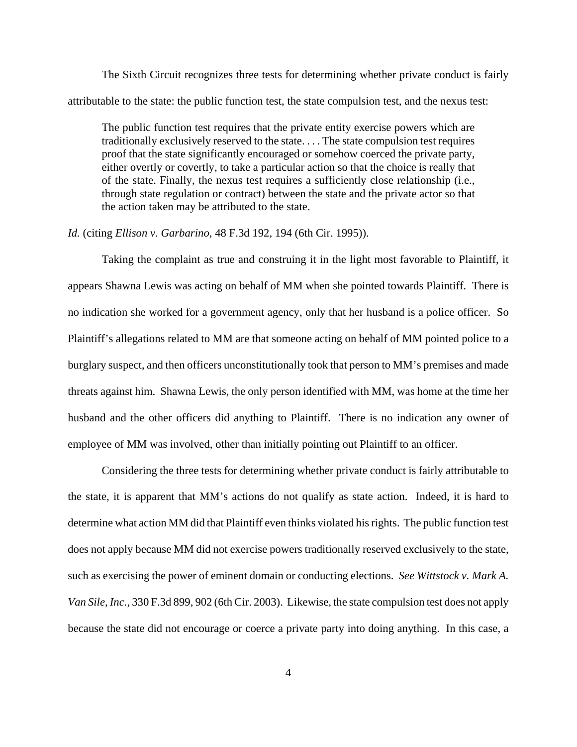The Sixth Circuit recognizes three tests for determining whether private conduct is fairly attributable to the state: the public function test, the state compulsion test, and the nexus test:

> The public function test requires that the private entity exercise powers which are traditionally exclusively reserved to the state. . . . The state compulsion test requires proof that the state significantly encouraged or somehow coerced the private party, either overtly or covertly, to take a particular action so that the choice is really that of the state. Finally, the nexus test requires a sufficiently close relationship (i.e., through state regulation or contract) between the state and the private actor so that the action taken may be attributed to the state.

*Id.* (citing *Ellison v. Garbarino*, 48 F.3d 192, 194 (6th Cir. 1995)).

Taking the complaint as true and construing it in the light most favorable to Plaintiff, it appears Shawna Lewis was acting on behalf of MM when she pointed towards Plaintiff. There is no indication she worked for a government agency, only that her husband is a police officer. So Plaintiff's allegations related to MM are that someone acting on behalf of MM pointed police to a burglary suspect, and then officers unconstitutionally took that person to MM's premises and made threats against him. Shawna Lewis, the only person identified with MM, was home at the time her husband and the other officers did anything to Plaintiff. There is no indication any owner of employee of MM was involved, other than initially pointing out Plaintiff to an officer.

Considering the three tests for determining whether private conduct is fairly attributable to the state, it is apparent that MM's actions do not qualify as state action. Indeed, it is hard to determine what action MM did that Plaintiff even thinks violated his rights. The public function test does not apply because MM did not exercise powers traditionally reserved exclusively to the state, such as exercising the power of eminent domain or conducting elections. *See Wittstock v. Mark A. Van Sile, Inc.*, 330 F.3d 899, 902 (6th Cir. 2003). Likewise, the state compulsion test does not apply because the state did not encourage or coerce a private party into doing anything. In this case, a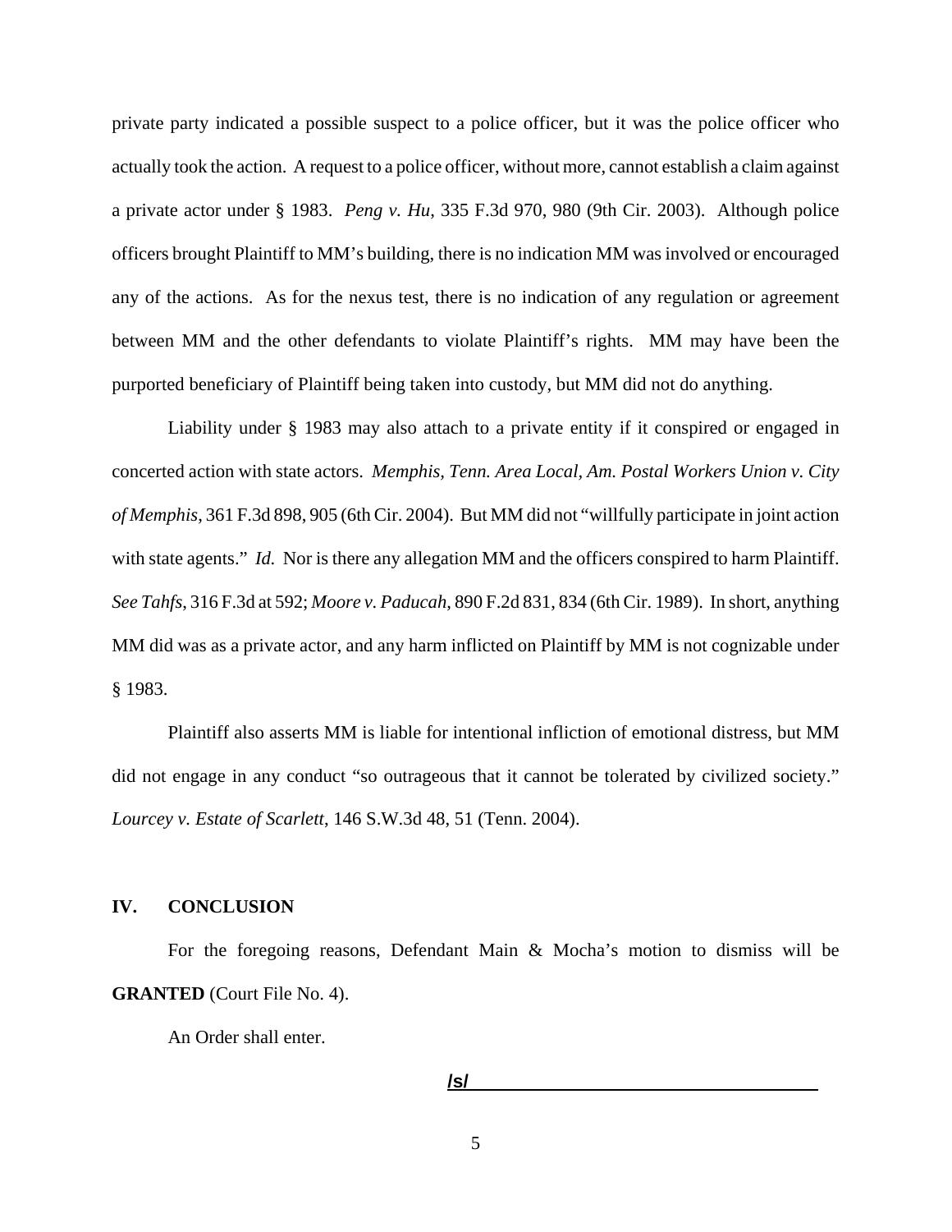private party indicated a possible suspect to a police officer, but it was the police officer who actually took the action. A request to a police officer, without more, cannot establish a claim against a private actor under § 1983. *Peng v. Hu*, 335 F.3d 970, 980 (9th Cir. 2003). Although police officers brought Plaintiff to MM's building, there is no indication MM was involved or encouraged any of the actions. As for the nexus test, there is no indication of any regulation or agreement between MM and the other defendants to violate Plaintiff's rights. MM may have been the purported beneficiary of Plaintiff being taken into custody, but MM did not do anything.

Liability under § 1983 may also attach to a private entity if it conspired or engaged in concerted action with state actors. *Memphis, Tenn. Area Local, Am. Postal Workers Union v. City of Memphis*, 361 F.3d 898, 905 (6th Cir. 2004). But MM did not "willfully participate in joint action with state agents." *Id.* Nor is there any allegation MM and the officers conspired to harm Plaintiff. *See Tahfs*, 316 F.3d at 592; *Moore v. Paducah*, 890 F.2d 831, 834 (6th Cir. 1989). In short, anything MM did was as a private actor, and any harm inflicted on Plaintiff by MM is not cognizable under § 1983.

Plaintiff also asserts MM is liable for intentional infliction of emotional distress, but MM did not engage in any conduct "so outrageous that it cannot be tolerated by civilized society." *Lourcey v. Estate of Scarlett*, 146 S.W.3d 48, 51 (Tenn. 2004).

## IV. CONCLUSION

For the foregoing reasons, Defendant Main & Mocha's motion to dismiss will be **GRANTED** (Court File No. 4).

An Order shall enter.

**/s/**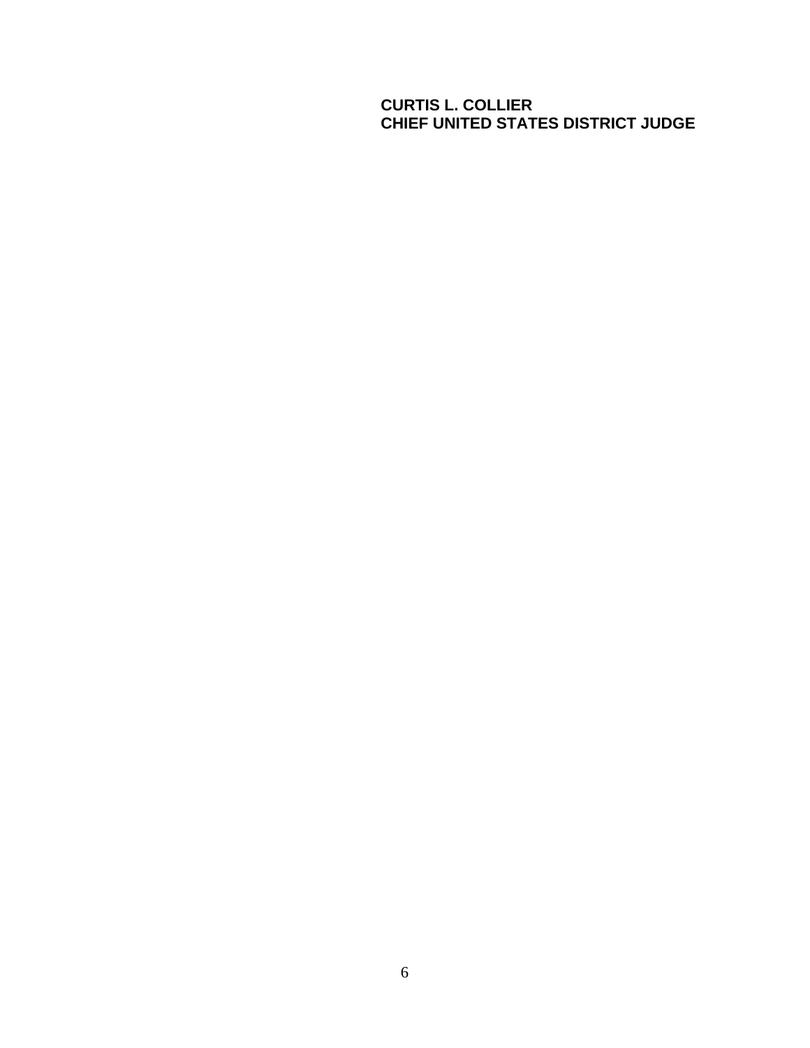**CURTIS L. COLLIER**
**CHIEF UNITED STATES DISTRICT JUDGE**